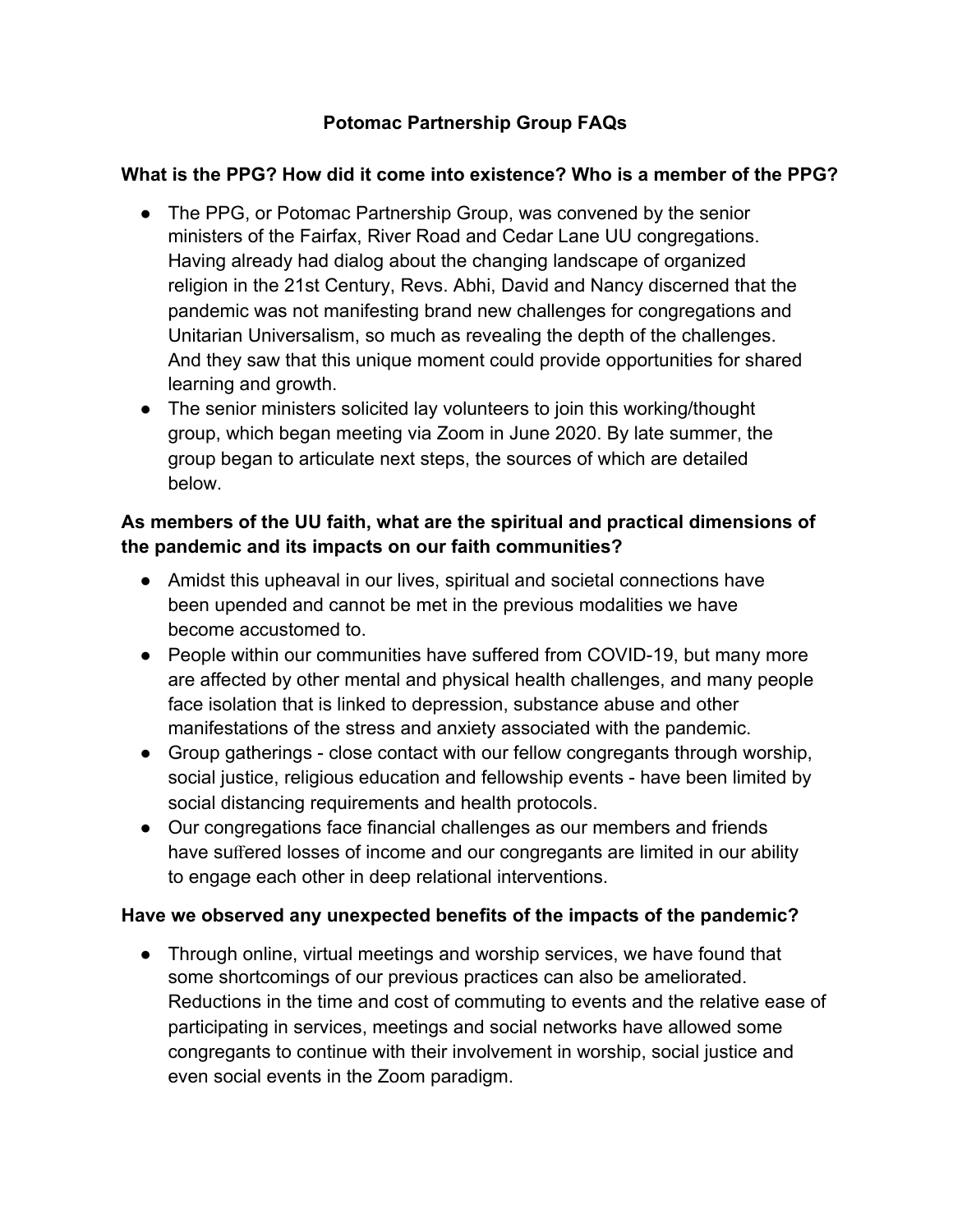# Potomac Partnership Group FAQs

## What is the PPG? How did it come into existence? Who is a member of the PPG?

- The PPG, or Potomac Partnership Group, was convened by the senior ministers of the Fairfax, River Road and Cedar Lane UU congregations. Having already had dialog about the changing landscape of organized religion in the 21st Century, Revs. Abhi, David and Nancy discerned that the pandemic was not manifesting brand new challenges for congregations and Unitarian Universalism, so much as revealing the depth of the challenges. And they saw that this unique moment could provide opportunities for shared learning and growth.
- The senior ministers solicited lay volunteers to join this working/thought group, which began meeting via Zoom in June 2020. By late summer, the group began to articulate next steps, the sources of which are detailed below.

## As members of the UU faith, what are the spiritual and practical dimensions of the pandemic and its impacts on our faith communities?

- Amidst this upheaval in our lives, spiritual and societal connections have been upended and cannot be met in the previous modalities we have become accustomed to.
- People within our communities have suffered from COVID-19, but many more are affected by other mental and physical health challenges, and many people face isolation that is linked to depression, substance abuse and other manifestations of the stress and anxiety associated with the pandemic.
- Group gatherings - close contact with our fellow congregants through worship, social justice, religious education and fellowship events - have been limited by social distancing requirements and health protocols.
- Our congregations face financial challenges as our members and friends have suffered losses of income and our congregants are limited in our ability to engage each other in deep relational interventions.

## Have we observed any unexpected benefits of the impacts of the pandemic?

- Through online, virtual meetings and worship services, we have found that some shortcomings of our previous practices can also be ameliorated. Reductions in the time and cost of commuting to events and the relative ease of participating in services, meetings and social networks have allowed some congregants to continue with their involvement in worship, social justice and even social events in the Zoom paradigm.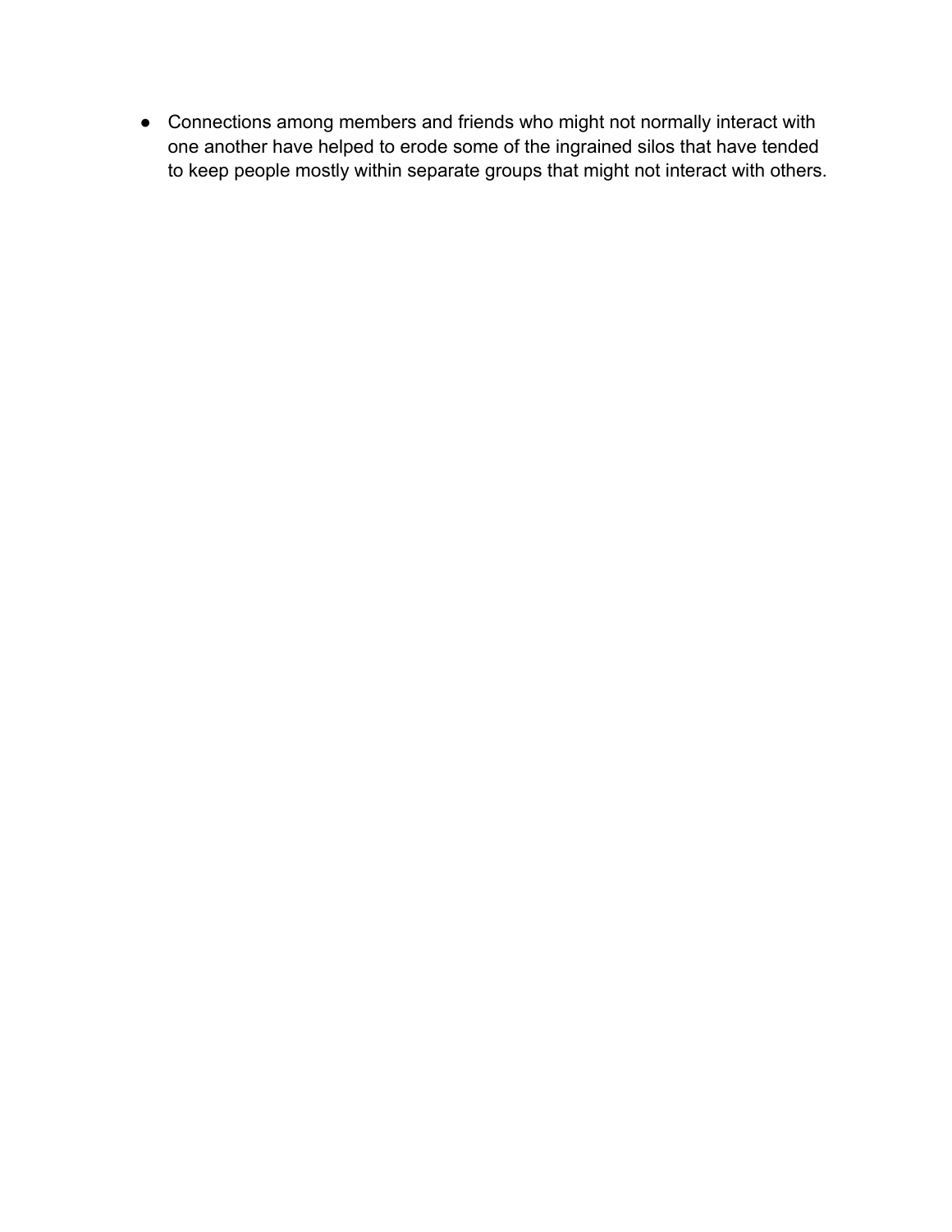- Connections among members and friends who might not normally interact with one another have helped to erode some of the ingrained silos that have tended to keep people mostly within separate groups that might not interact with others.